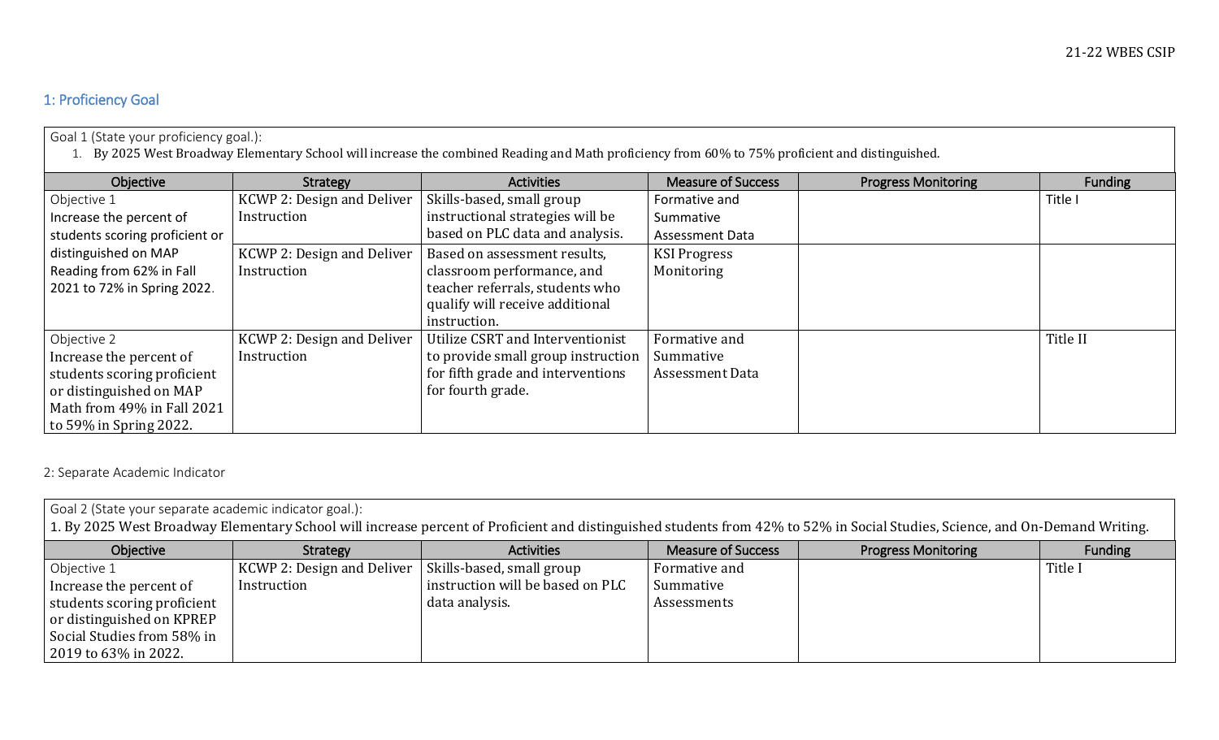## 1: Proficiency Goal

Goal 1 (State your proficiency goal.):

1. By 2025 West Broadway Elementary School will increase the combined Reading and Math proficiency from 60% to 75% proficient and distinguished.

| Objective | Strategy | Activities | Measure of Success | Progress Monitoring | Funding |
|---|---|---|---|---|---|
| Objective 1<br>Increase the percent of students scoring proficient or distinguished on MAP Reading from 62% in Fall 2021 to 72% in Spring 2022. | KCWP 2: Design and Deliver Instruction | Skills-based, small group instructional strategies will be based on PLC data and analysis. | Formative and Summative Assessment Data | | Title I |
| | KCWP 2: Design and Deliver Instruction | Based on assessment results, classroom performance, and teacher referrals, students who qualify will receive additional instruction. | KSI Progress Monitoring | | |
| Objective 2<br>Increase the percent of students scoring proficient or distinguished on MAP Math from 49% in Fall 2021 to 59% in Spring 2022. | KCWP 2: Design and Deliver Instruction | Utilize CSRT and Interventionist to provide small group instruction for fifth grade and interventions for fourth grade. | Formative and Summative Assessment Data | | Title II |

## 2: Separate Academic Indicator

Goal 2 (State your separate academic indicator goal.):

1. By 2025 West Broadway Elementary School will increase percent of Proficient and distinguished students from 42% to 52% in Social Studies, Science, and On-Demand Writing.

| Objective | Strategy | Activities | Measure of Success | Progress Monitoring | Funding |
|---|---|---|---|---|---|
| Objective 1<br>Increase the percent of students scoring proficient or distinguished on KPREP Social Studies from 58% in 2019 to 63% in 2022. | KCWP 2: Design and Deliver Instruction | Skills-based, small group instruction will be based on PLC data analysis. | Formative and Summative Assessments | | Title I |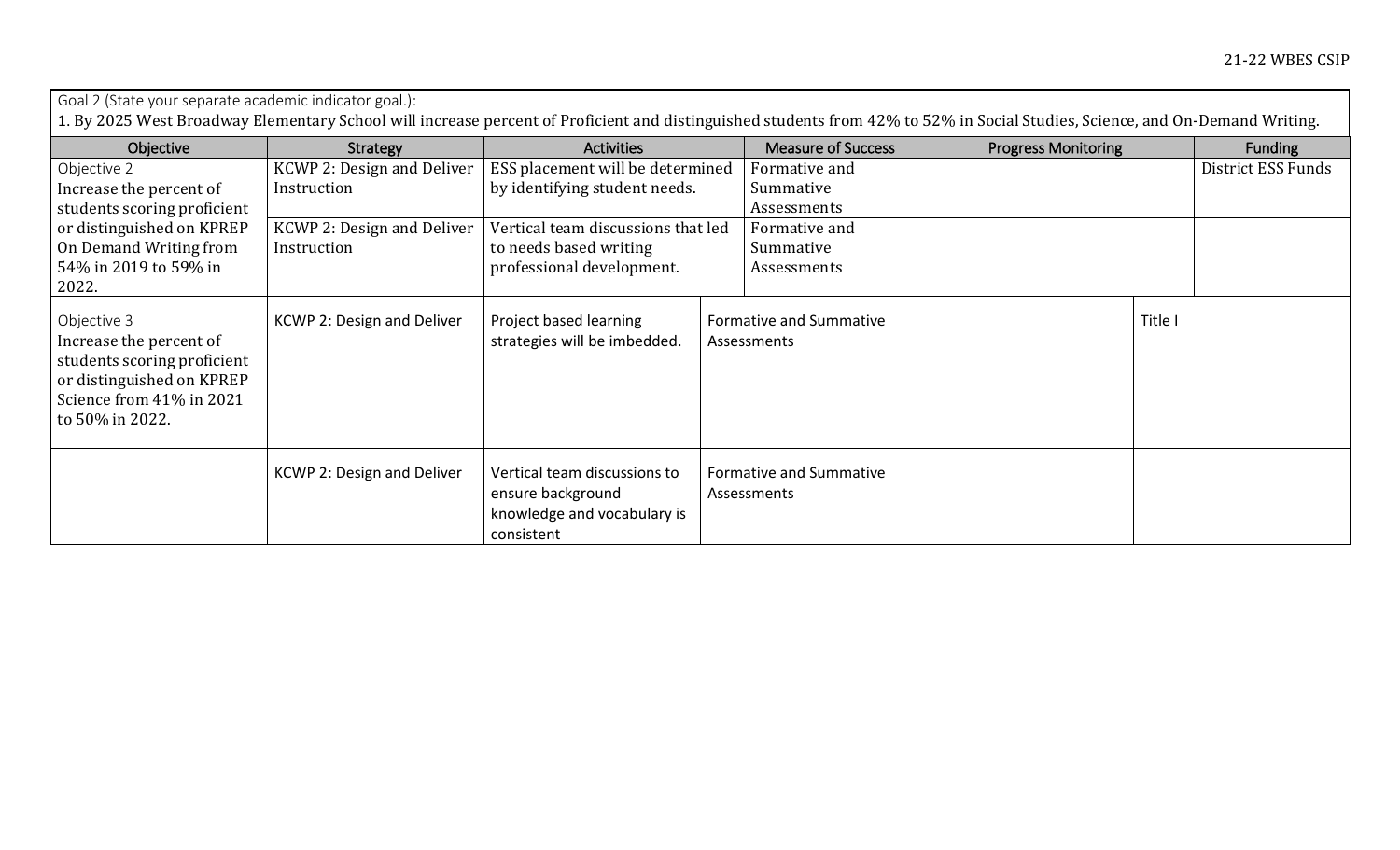Goal 2 (State your separate academic indicator goal.):

1. By 2025 West Broadway Elementary School will increase percent of Proficient and distinguished students from 42% to 52% in Social Studies, Science, and On-Demand Writing.

| Objective | Strategy | Activities | Measure of Success | Progress Monitoring | Funding |
|---|---|---|---|---|---|
| Objective 2<br>Increase the percent of students scoring proficient or distinguished on KPREP On Demand Writing from 54% in 2019 to 59% in 2022. | KCWP 2: Design and Deliver Instruction | ESS placement will be determined by identifying student needs. | Formative and Summative Assessments | | District ESS Funds |
| | KCWP 2: Design and Deliver Instruction | Vertical team discussions that led to needs based writing professional development. | Formative and Summative Assessments | | |
| Objective 3<br>Increase the percent of students scoring proficient or distinguished on KPREP Science from 41% in 2021 to 50% in 2022. | KCWP 2: Design and Deliver | Project based learning strategies will be imbedded. | Formative and Summative Assessments | | Title I |
| | KCWP 2: Design and Deliver | Vertical team discussions to ensure background knowledge and vocabulary is consistent | Formative and Summative Assessments | | |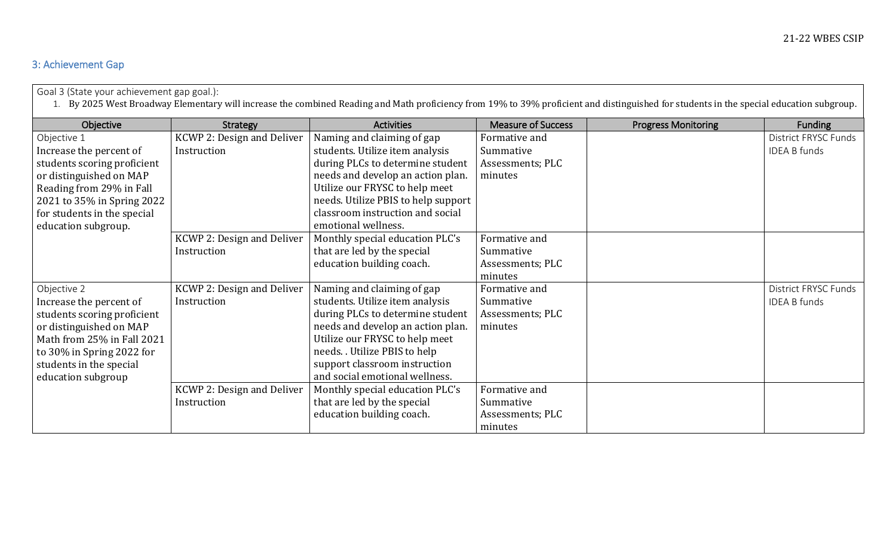## 3: Achievement Gap

Goal 3 (State your achievement gap goal.):

1. By 2025 West Broadway Elementary will increase the combined Reading and Math proficiency from 19% to 39% proficient and distinguished for students in the special education subgroup.

| Objective | Strategy | Activities | Measure of Success | Progress Monitoring | Funding |
|---|---|---|---|---|---|
| Objective 1<br>Increase the percent of students scoring proficient or distinguished on MAP Reading from 29% in Fall 2021 to 35% in Spring 2022 for students in the special education subgroup. | KCWP 2: Design and Deliver Instruction | Naming and claiming of gap students. Utilize item analysis during PLCs to determine student needs and develop an action plan. Utilize our FRYSC to help meet needs. Utilize PBIS to help support classroom instruction and social emotional wellness. | Formative and Summative Assessments; PLC minutes | | District FRYSC Funds<br>IDEA B funds |
| | KCWP 2: Design and Deliver Instruction | Monthly special education PLC's that are led by the special education building coach. | Formative and Summative Assessments; PLC minutes | | |
| Objective 2<br>Increase the percent of students scoring proficient or distinguished on MAP Math from 25% in Fall 2021 to 30% in Spring 2022 for students in the special education subgroup | KCWP 2: Design and Deliver Instruction | Naming and claiming of gap students. Utilize item analysis during PLCs to determine student needs and develop an action plan. Utilize our FRYSC to help meet needs. . Utilize PBIS to help support classroom instruction and social emotional wellness. | Formative and Summative Assessments; PLC minutes | | District FRYSC Funds<br>IDEA B funds |
| | KCWP 2: Design and Deliver Instruction | Monthly special education PLC's that are led by the special education building coach. | Formative and Summative Assessments; PLC minutes | | |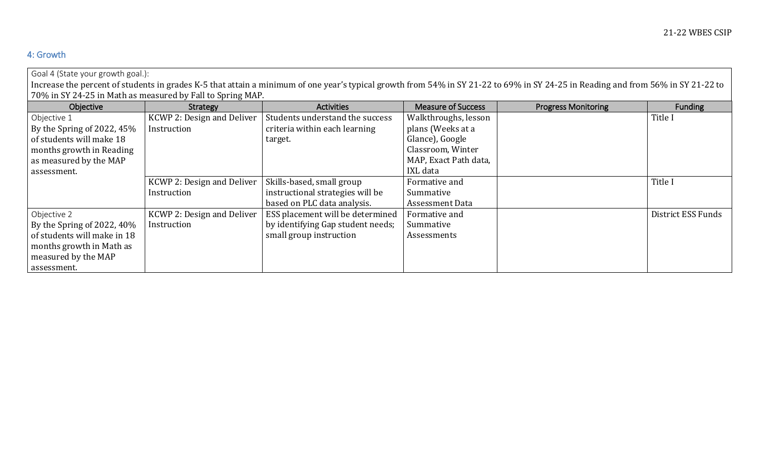## 4: Growth

Goal 4 (State your growth goal.):
Increase the percent of students in grades K-5 that attain a minimum of one year's typical growth from 54% in SY 21-22 to 69% in SY 24-25 in Reading and from 56% in SY 21-22 to 70% in SY 24-25 in Math as measured by Fall to Spring MAP.

| Objective | Strategy | Activities | Measure of Success | Progress Monitoring | Funding |
|---|---|---|---|---|---|
| Objective 1<br>By the Spring of 2022, 45% of students will make 18 months growth in Reading as measured by the MAP assessment. | KCWP 2: Design and Deliver Instruction | Students understand the success criteria within each learning target. | Walkthroughs, lesson plans (Weeks at a Glance), Google Classroom, Winter MAP, Exact Path data, IXL data | | Title I |
| | KCWP 2: Design and Deliver Instruction | Skills-based, small group instructional strategies will be based on PLC data analysis. | Formative and Summative Assessment Data | | Title I |
| Objective 2<br>By the Spring of 2022, 40% of students will make in 18 months growth in Math as measured by the MAP assessment. | KCWP 2: Design and Deliver Instruction | ESS placement will be determined by identifying Gap student needs; small group instruction | Formative and Summative Assessments | | District ESS Funds |